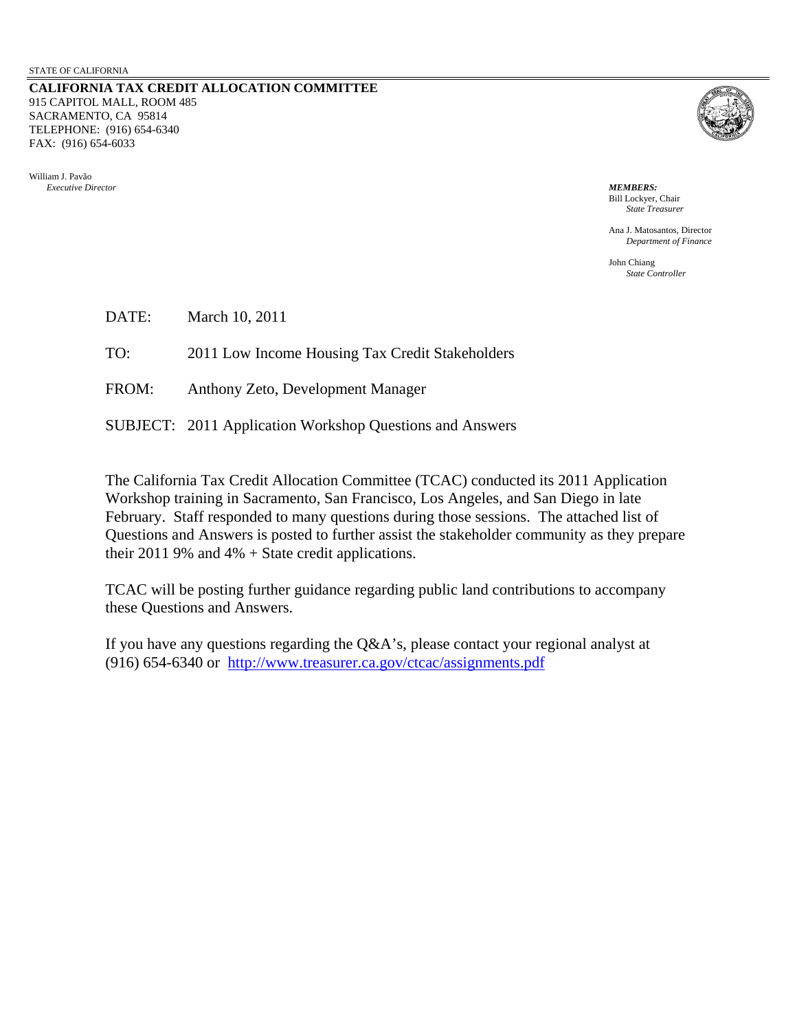STATE OF CALIFORNIA

**CALIFORNIA TAX CREDIT ALLOCATION COMMITTEE**
915 CAPITOL MALL, ROOM 485
SACRAMENTO, CA 95814
TELEPHONE: (916) 654-6340
FAX: (916) 654-6033

William J. Pavão
*Executive Director*

***MEMBERS:***
Bill Lockyer, Chair
*State Treasurer*

Ana J. Matosantos, Director
*Department of Finance*

John Chiang
*State Controller*

DATE: March 10, 2011

TO: 2011 Low Income Housing Tax Credit Stakeholders

FROM: Anthony Zeto, Development Manager

SUBJECT: 2011 Application Workshop Questions and Answers

The California Tax Credit Allocation Committee (TCAC) conducted its 2011 Application Workshop training in Sacramento, San Francisco, Los Angeles, and San Diego in late February. Staff responded to many questions during those sessions. The attached list of Questions and Answers is posted to further assist the stakeholder community as they prepare their 2011 9% and 4% + State credit applications.

TCAC will be posting further guidance regarding public land contributions to accompany these Questions and Answers.

If you have any questions regarding the Q&A's, please contact your regional analyst at (916) 654-6340 or [http://www.treasurer.ca.gov/ctcac/assignments.pdf](http://www.treasurer.ca.gov/ctcac/assignments.pdf)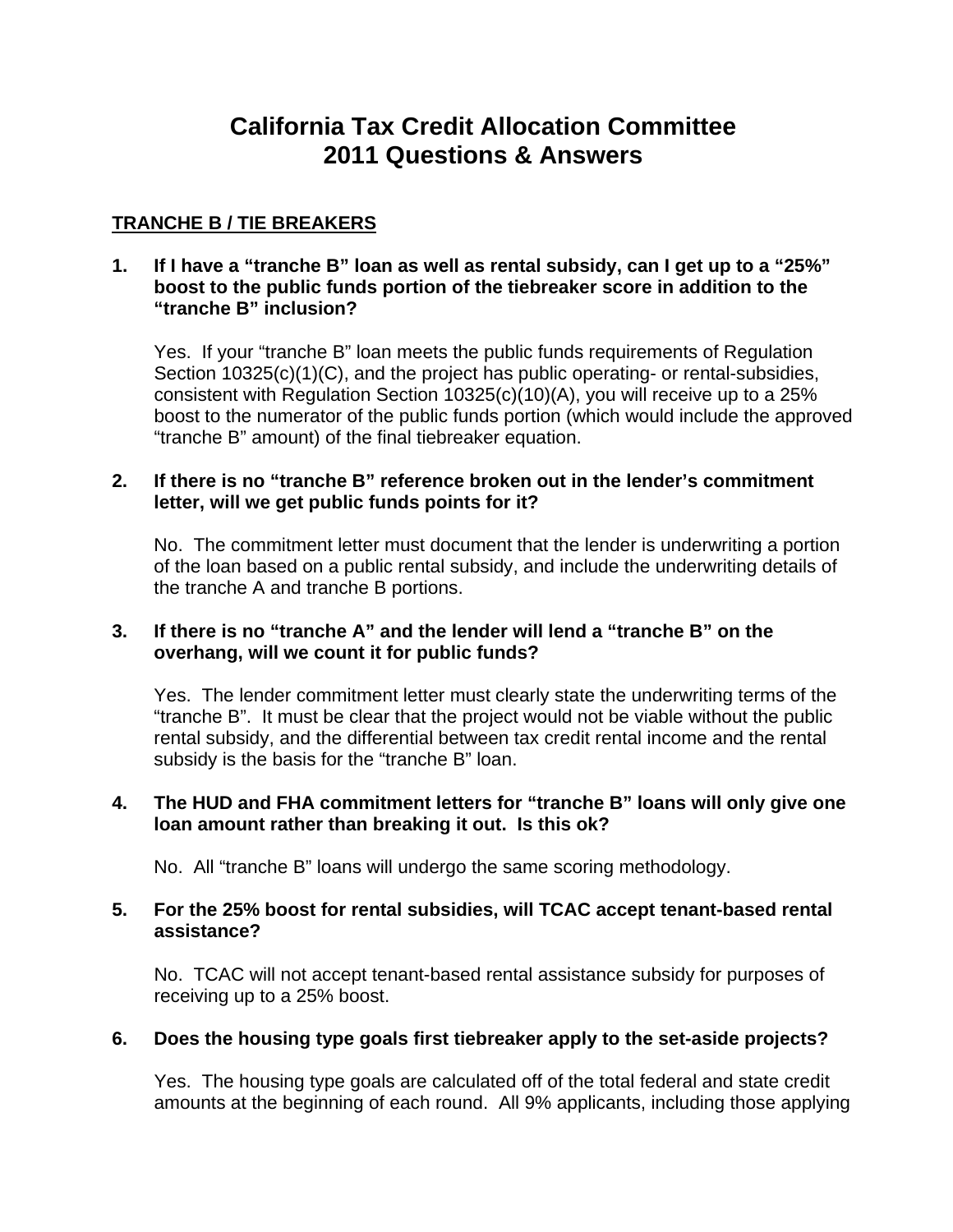# California Tax Credit Allocation Committee 2011 Questions & Answers

## TRANCHE B / TIE BREAKERS

**1. If I have a "tranche B" loan as well as rental subsidy, can I get up to a "25%" boost to the public funds portion of the tiebreaker score in addition to the "tranche B" inclusion?**

Yes. If your "tranche B" loan meets the public funds requirements of Regulation Section 10325(c)(1)(C), and the project has public operating- or rental-subsidies, consistent with Regulation Section 10325(c)(10)(A), you will receive up to a 25% boost to the numerator of the public funds portion (which would include the approved "tranche B" amount) of the final tiebreaker equation.

**2. If there is no "tranche B" reference broken out in the lender's commitment letter, will we get public funds points for it?**

No. The commitment letter must document that the lender is underwriting a portion of the loan based on a public rental subsidy, and include the underwriting details of the tranche A and tranche B portions.

**3. If there is no "tranche A" and the lender will lend a "tranche B" on the overhang, will we count it for public funds?**

Yes. The lender commitment letter must clearly state the underwriting terms of the "tranche B". It must be clear that the project would not be viable without the public rental subsidy, and the differential between tax credit rental income and the rental subsidy is the basis for the "tranche B" loan.

**4. The HUD and FHA commitment letters for "tranche B" loans will only give one loan amount rather than breaking it out. Is this ok?**

No. All "tranche B" loans will undergo the same scoring methodology.

**5. For the 25% boost for rental subsidies, will TCAC accept tenant-based rental assistance?**

No. TCAC will not accept tenant-based rental assistance subsidy for purposes of receiving up to a 25% boost.

**6. Does the housing type goals first tiebreaker apply to the set-aside projects?**

Yes. The housing type goals are calculated off of the total federal and state credit amounts at the beginning of each round. All 9% applicants, including those applying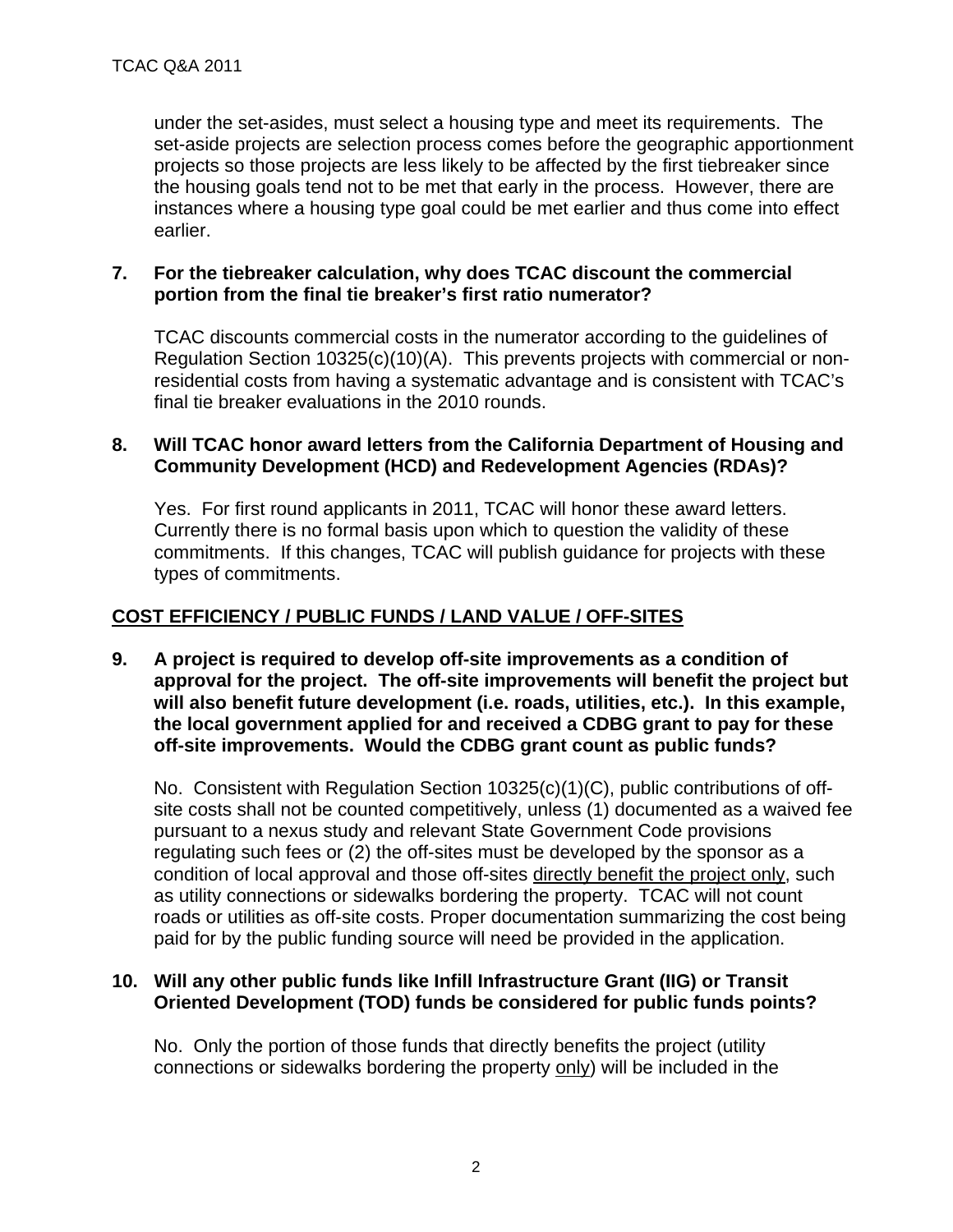under the set-asides, must select a housing type and meet its requirements. The set-aside projects are selection process comes before the geographic apportionment projects so those projects are less likely to be affected by the first tiebreaker since the housing goals tend not to be met that early in the process. However, there are instances where a housing type goal could be met earlier and thus come into effect earlier.

**7. For the tiebreaker calculation, why does TCAC discount the commercial portion from the final tie breaker's first ratio numerator?**

TCAC discounts commercial costs in the numerator according to the guidelines of Regulation Section 10325(c)(10)(A). This prevents projects with commercial or non-residential costs from having a systematic advantage and is consistent with TCAC's final tie breaker evaluations in the 2010 rounds.

**8. Will TCAC honor award letters from the California Department of Housing and Community Development (HCD) and Redevelopment Agencies (RDAs)?**

Yes. For first round applicants in 2011, TCAC will honor these award letters. Currently there is no formal basis upon which to question the validity of these commitments. If this changes, TCAC will publish guidance for projects with these types of commitments.

## COST EFFICIENCY / PUBLIC FUNDS / LAND VALUE / OFF-SITES

**9. A project is required to develop off-site improvements as a condition of approval for the project. The off-site improvements will benefit the project but will also benefit future development (i.e. roads, utilities, etc.). In this example, the local government applied for and received a CDBG grant to pay for these off-site improvements. Would the CDBG grant count as public funds?**

No. Consistent with Regulation Section 10325(c)(1)(C), public contributions of off-site costs shall not be counted competitively, unless (1) documented as a waived fee pursuant to a nexus study and relevant State Government Code provisions regulating such fees or (2) the off-sites must be developed by the sponsor as a condition of local approval and those off-sites directly benefit the project only, such as utility connections or sidewalks bordering the property. TCAC will not count roads or utilities as off-site costs. Proper documentation summarizing the cost being paid for by the public funding source will need be provided in the application.

**10. Will any other public funds like Infill Infrastructure Grant (IIG) or Transit Oriented Development (TOD) funds be considered for public funds points?**

No. Only the portion of those funds that directly benefits the project (utility connections or sidewalks bordering the property only) will be included in the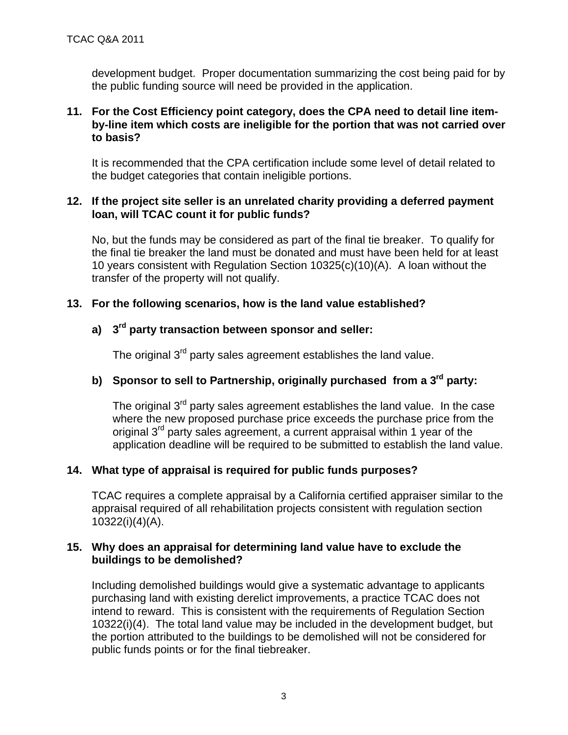development budget. Proper documentation summarizing the cost being paid for by the public funding source will need be provided in the application.

**11. For the Cost Efficiency point category, does the CPA need to detail line item-by-line item which costs are ineligible for the portion that was not carried over to basis?**

It is recommended that the CPA certification include some level of detail related to the budget categories that contain ineligible portions.

**12. If the project site seller is an unrelated charity providing a deferred payment loan, will TCAC count it for public funds?**

No, but the funds may be considered as part of the final tie breaker. To qualify for the final tie breaker the land must be donated and must have been held for at least 10 years consistent with Regulation Section 10325(c)(10)(A). A loan without the transfer of the property will not qualify.

**13. For the following scenarios, how is the land value established?**

**a) 3rd party transaction between sponsor and seller:**

The original 3rd party sales agreement establishes the land value.

**b) Sponsor to sell to Partnership, originally purchased from a 3rd party:**

The original 3rd party sales agreement establishes the land value. In the case where the new proposed purchase price exceeds the purchase price from the original 3rd party sales agreement, a current appraisal within 1 year of the application deadline will be required to be submitted to establish the land value.

**14. What type of appraisal is required for public funds purposes?**

TCAC requires a complete appraisal by a California certified appraiser similar to the appraisal required of all rehabilitation projects consistent with regulation section 10322(i)(4)(A).

**15. Why does an appraisal for determining land value have to exclude the buildings to be demolished?**

Including demolished buildings would give a systematic advantage to applicants purchasing land with existing derelict improvements, a practice TCAC does not intend to reward. This is consistent with the requirements of Regulation Section 10322(i)(4). The total land value may be included in the development budget, but the portion attributed to the buildings to be demolished will not be considered for public funds points or for the final tiebreaker.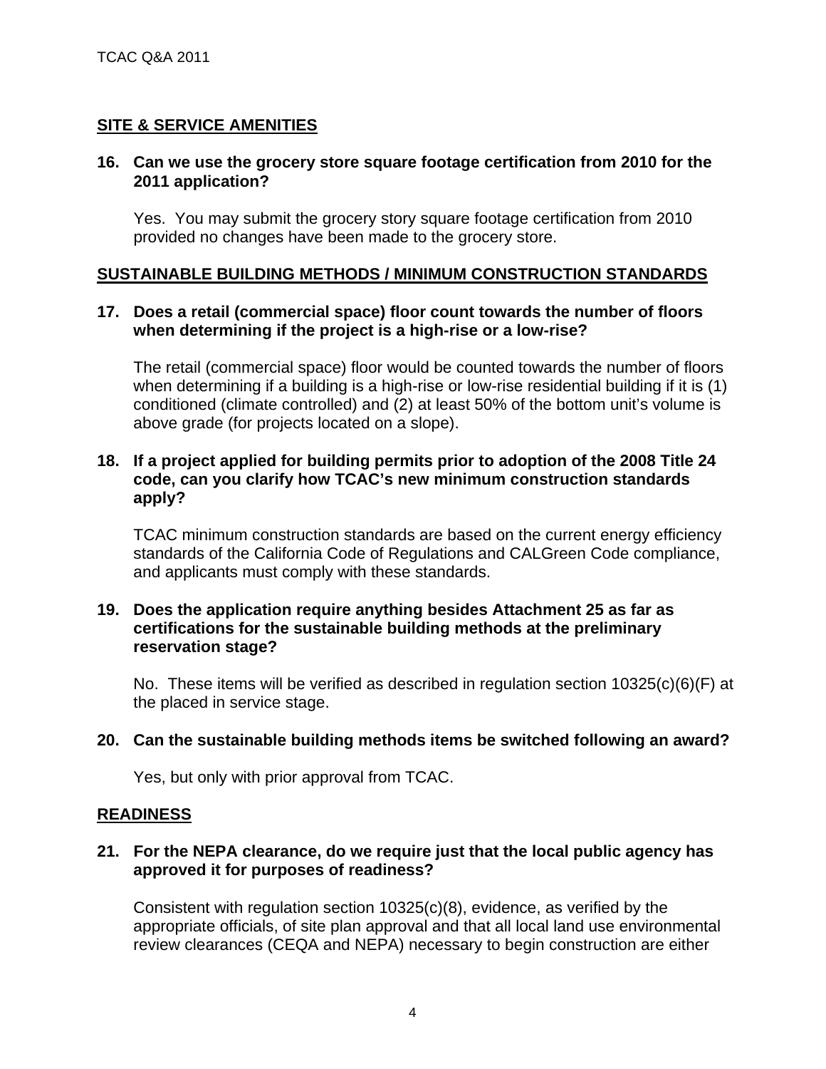## SITE & SERVICE AMENITIES

**16. Can we use the grocery store square footage certification from 2010 for the 2011 application?**

Yes. You may submit the grocery story square footage certification from 2010 provided no changes have been made to the grocery store.

## SUSTAINABLE BUILDING METHODS / MINIMUM CONSTRUCTION STANDARDS

**17. Does a retail (commercial space) floor count towards the number of floors when determining if the project is a high-rise or a low-rise?**

The retail (commercial space) floor would be counted towards the number of floors when determining if a building is a high-rise or low-rise residential building if it is (1) conditioned (climate controlled) and (2) at least 50% of the bottom unit's volume is above grade (for projects located on a slope).

**18. If a project applied for building permits prior to adoption of the 2008 Title 24 code, can you clarify how TCAC's new minimum construction standards apply?**

TCAC minimum construction standards are based on the current energy efficiency standards of the California Code of Regulations and CALGreen Code compliance, and applicants must comply with these standards.

**19. Does the application require anything besides Attachment 25 as far as certifications for the sustainable building methods at the preliminary reservation stage?**

No. These items will be verified as described in regulation section 10325(c)(6)(F) at the placed in service stage.

**20. Can the sustainable building methods items be switched following an award?**

Yes, but only with prior approval from TCAC.

## READINESS

**21. For the NEPA clearance, do we require just that the local public agency has approved it for purposes of readiness?**

Consistent with regulation section 10325(c)(8), evidence, as verified by the appropriate officials, of site plan approval and that all local land use environmental review clearances (CEQA and NEPA) necessary to begin construction are either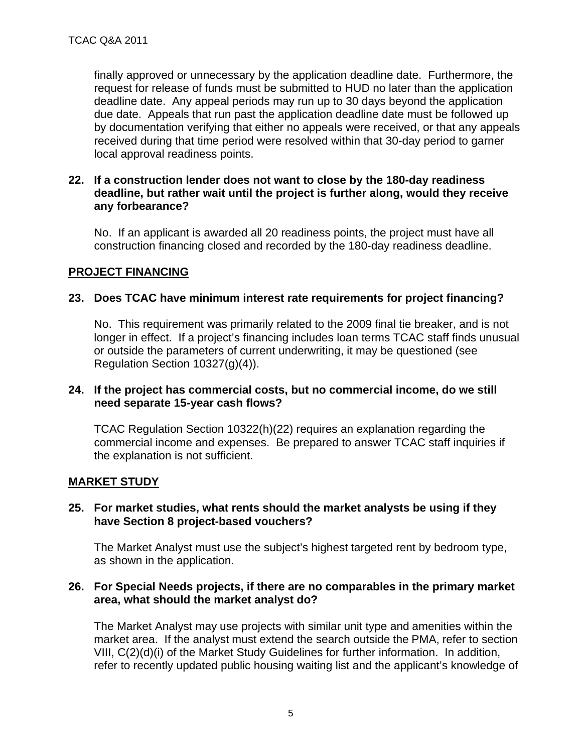finally approved or unnecessary by the application deadline date. Furthermore, the request for release of funds must be submitted to HUD no later than the application deadline date. Any appeal periods may run up to 30 days beyond the application due date. Appeals that run past the application deadline date must be followed up by documentation verifying that either no appeals were received, or that any appeals received during that time period were resolved within that 30-day period to garner local approval readiness points.

**22. If a construction lender does not want to close by the 180-day readiness deadline, but rather wait until the project is further along, would they receive any forbearance?**

No. If an applicant is awarded all 20 readiness points, the project must have all construction financing closed and recorded by the 180-day readiness deadline.

## PROJECT FINANCING

**23. Does TCAC have minimum interest rate requirements for project financing?**

No. This requirement was primarily related to the 2009 final tie breaker, and is not longer in effect. If a project's financing includes loan terms TCAC staff finds unusual or outside the parameters of current underwriting, it may be questioned (see Regulation Section 10327(g)(4)).

**24. If the project has commercial costs, but no commercial income, do we still need separate 15-year cash flows?**

TCAC Regulation Section 10322(h)(22) requires an explanation regarding the commercial income and expenses. Be prepared to answer TCAC staff inquiries if the explanation is not sufficient.

## MARKET STUDY

**25. For market studies, what rents should the market analysts be using if they have Section 8 project-based vouchers?**

The Market Analyst must use the subject's highest targeted rent by bedroom type, as shown in the application.

**26. For Special Needs projects, if there are no comparables in the primary market area, what should the market analyst do?**

The Market Analyst may use projects with similar unit type and amenities within the market area. If the analyst must extend the search outside the PMA, refer to section VIII, C(2)(d)(i) of the Market Study Guidelines for further information. In addition, refer to recently updated public housing waiting list and the applicant's knowledge of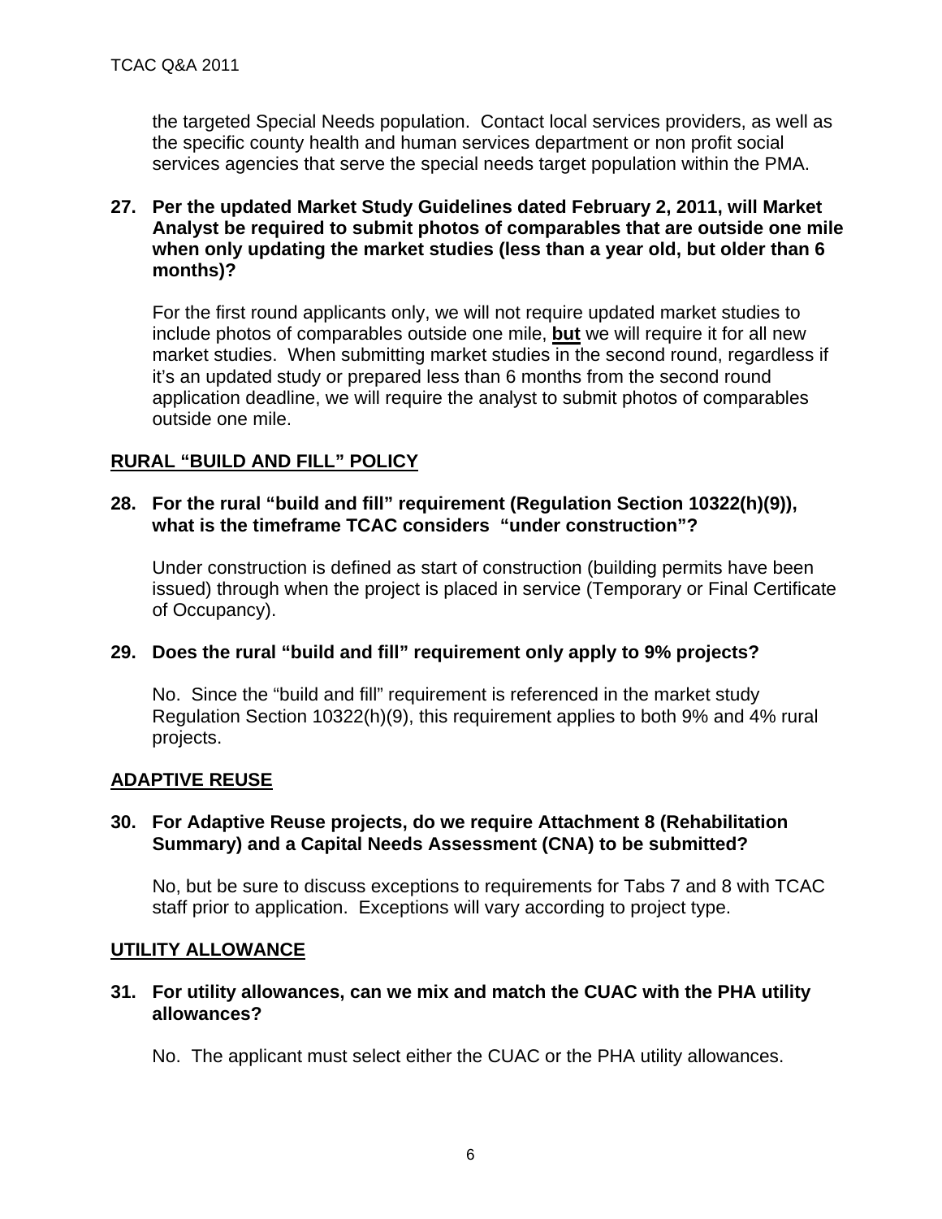the targeted Special Needs population. Contact local services providers, as well as the specific county health and human services department or non profit social services agencies that serve the special needs target population within the PMA.

**27. Per the updated Market Study Guidelines dated February 2, 2011, will Market Analyst be required to submit photos of comparables that are outside one mile when only updating the market studies (less than a year old, but older than 6 months)?**

For the first round applicants only, we will not require updated market studies to include photos of comparables outside one mile, **<u>but</u>** we will require it for all new market studies. When submitting market studies in the second round, regardless if it's an updated study or prepared less than 6 months from the second round application deadline, we will require the analyst to submit photos of comparables outside one mile.

## <u>RURAL "BUILD AND FILL" POLICY</u>

**28. For the rural "build and fill" requirement (Regulation Section 10322(h)(9)), what is the timeframe TCAC considers "under construction"?**

Under construction is defined as start of construction (building permits have been issued) through when the project is placed in service (Temporary or Final Certificate of Occupancy).

**29. Does the rural "build and fill" requirement only apply to 9% projects?**

No. Since the "build and fill" requirement is referenced in the market study Regulation Section 10322(h)(9), this requirement applies to both 9% and 4% rural projects.

## <u>ADAPTIVE REUSE</u>

**30. For Adaptive Reuse projects, do we require Attachment 8 (Rehabilitation Summary) and a Capital Needs Assessment (CNA) to be submitted?**

No, but be sure to discuss exceptions to requirements for Tabs 7 and 8 with TCAC staff prior to application. Exceptions will vary according to project type.

## <u>UTILITY ALLOWANCE</u>

**31. For utility allowances, can we mix and match the CUAC with the PHA utility allowances?**

No. The applicant must select either the CUAC or the PHA utility allowances.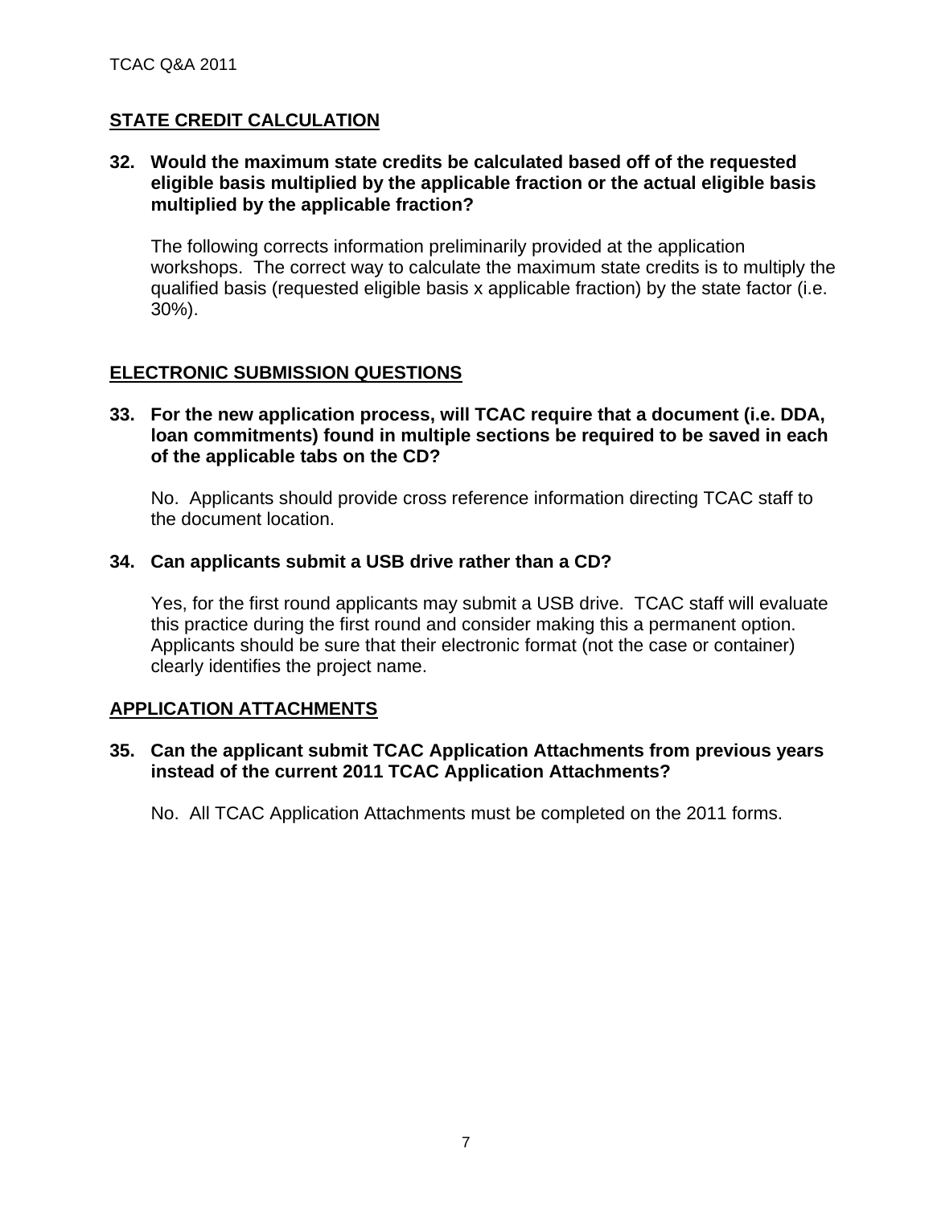## STATE CREDIT CALCULATION

**32. Would the maximum state credits be calculated based off of the requested eligible basis multiplied by the applicable fraction or the actual eligible basis multiplied by the applicable fraction?**

The following corrects information preliminarily provided at the application workshops. The correct way to calculate the maximum state credits is to multiply the qualified basis (requested eligible basis x applicable fraction) by the state factor (i.e. 30%).

## ELECTRONIC SUBMISSION QUESTIONS

**33. For the new application process, will TCAC require that a document (i.e. DDA, loan commitments) found in multiple sections be required to be saved in each of the applicable tabs on the CD?**

No. Applicants should provide cross reference information directing TCAC staff to the document location.

**34. Can applicants submit a USB drive rather than a CD?**

Yes, for the first round applicants may submit a USB drive. TCAC staff will evaluate this practice during the first round and consider making this a permanent option. Applicants should be sure that their electronic format (not the case or container) clearly identifies the project name.

## APPLICATION ATTACHMENTS

**35. Can the applicant submit TCAC Application Attachments from previous years instead of the current 2011 TCAC Application Attachments?**

No. All TCAC Application Attachments must be completed on the 2011 forms.